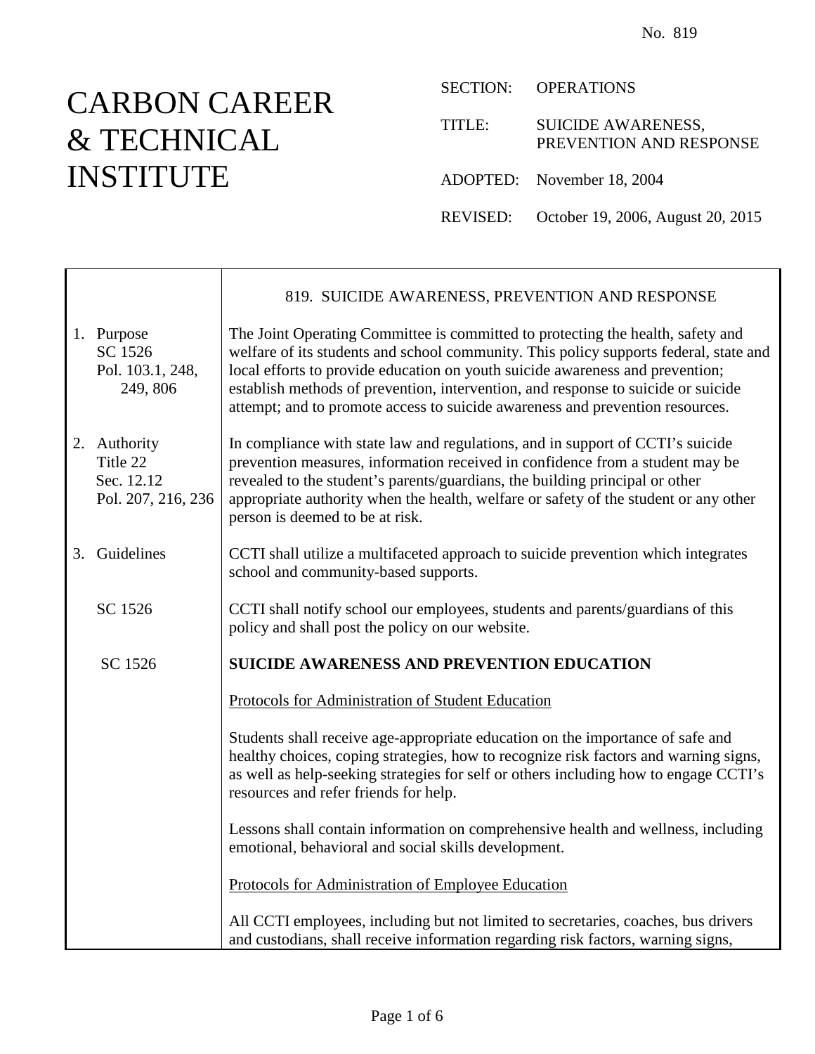No. 819

# CARBON CAREER & TECHNICAL INSTITUTE

SECTION: OPERATIONS

TITLE: SUICIDE AWARENESS, PREVENTION AND RESPONSE

ADOPTED: November 18, 2004

REVISED: October 19, 2006, August 20, 2015

## 819. SUICIDE AWARENESS, PREVENTION AND RESPONSE

**1. Purpose**
SC 1526
Pol. 103.1, 248, 249, 806

The Joint Operating Committee is committed to protecting the health, safety and welfare of its students and school community. This policy supports federal, state and local efforts to provide education on youth suicide awareness and prevention; establish methods of prevention, intervention, and response to suicide or suicide attempt; and to promote access to suicide awareness and prevention resources.

**2. Authority**
Title 22
Sec. 12.12
Pol. 207, 216, 236

In compliance with state law and regulations, and in support of CCTI's suicide prevention measures, information received in confidence from a student may be revealed to the student's parents/guardians, the building principal or other appropriate authority when the health, welfare or safety of the student or any other person is deemed to be at risk.

**3. Guidelines**

CCTI shall utilize a multifaceted approach to suicide prevention which integrates school and community-based supports.

SC 1526

CCTI shall notify school our employees, students and parents/guardians of this policy and shall post the policy on our website.

SC 1526

**SUICIDE AWARENESS AND PREVENTION EDUCATION**

Protocols for Administration of Student Education

Students shall receive age-appropriate education on the importance of safe and healthy choices, coping strategies, how to recognize risk factors and warning signs, as well as help-seeking strategies for self or others including how to engage CCTI's resources and refer friends for help.

Lessons shall contain information on comprehensive health and wellness, including emotional, behavioral and social skills development.

Protocols for Administration of Employee Education

All CCTI employees, including but not limited to secretaries, coaches, bus drivers and custodians, shall receive information regarding risk factors, warning signs,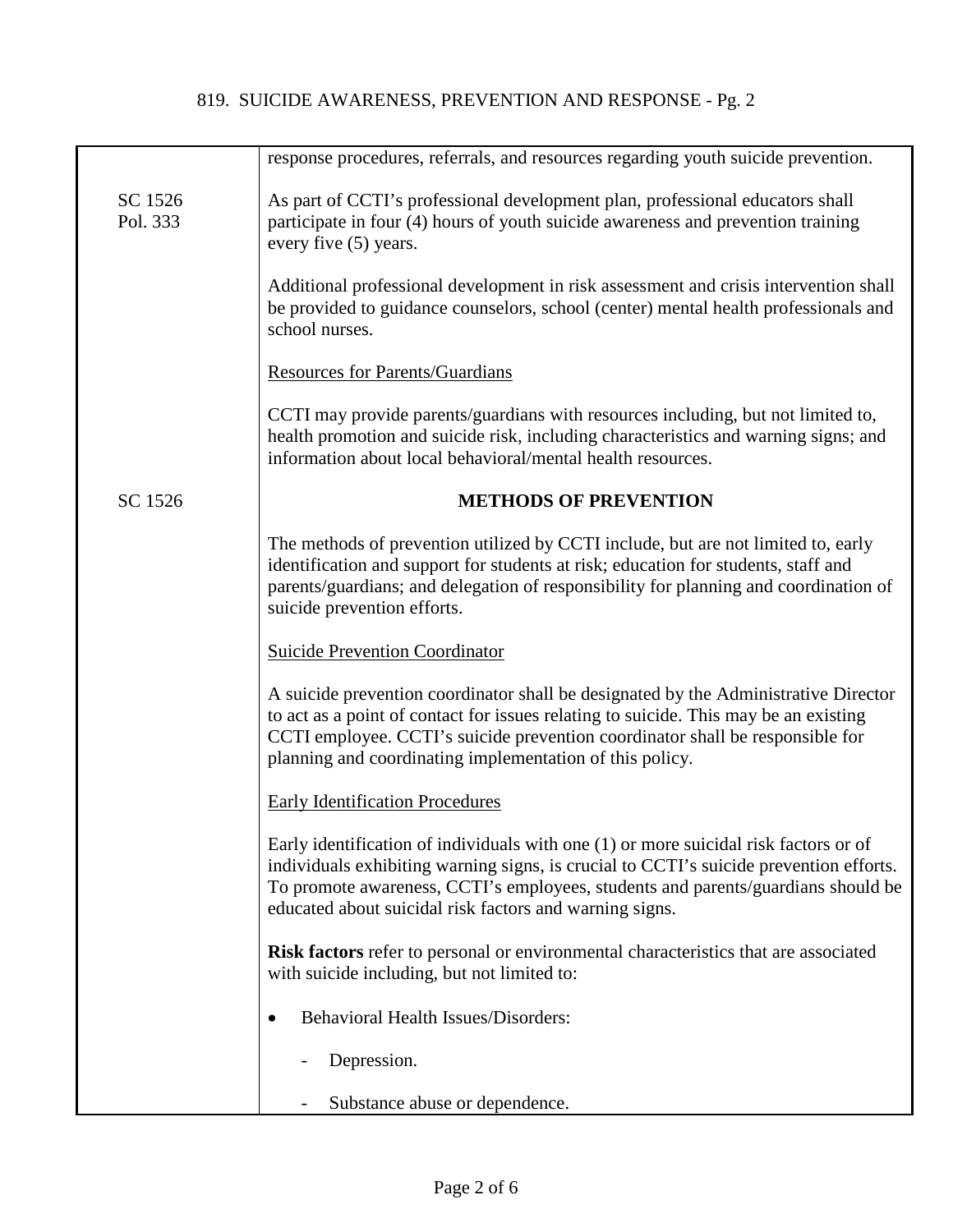response procedures, referrals, and resources regarding youth suicide prevention.

SC 1526
Pol. 333

As part of CCTI's professional development plan, professional educators shall participate in four (4) hours of youth suicide awareness and prevention training every five (5) years.

Additional professional development in risk assessment and crisis intervention shall be provided to guidance counselors, school (center) mental health professionals and school nurses.

Resources for Parents/Guardians

CCTI may provide parents/guardians with resources including, but not limited to, health promotion and suicide risk, including characteristics and warning signs; and information about local behavioral/mental health resources.

SC 1526

## METHODS OF PREVENTION

The methods of prevention utilized by CCTI include, but are not limited to, early identification and support for students at risk; education for students, staff and parents/guardians; and delegation of responsibility for planning and coordination of suicide prevention efforts.

Suicide Prevention Coordinator

A suicide prevention coordinator shall be designated by the Administrative Director to act as a point of contact for issues relating to suicide. This may be an existing CCTI employee. CCTI's suicide prevention coordinator shall be responsible for planning and coordinating implementation of this policy.

Early Identification Procedures

Early identification of individuals with one (1) or more suicidal risk factors or of individuals exhibiting warning signs, is crucial to CCTI's suicide prevention efforts. To promote awareness, CCTI's employees, students and parents/guardians should be educated about suicidal risk factors and warning signs.

**Risk factors** refer to personal or environmental characteristics that are associated with suicide including, but not limited to:

- Behavioral Health Issues/Disorders:
  - Depression.
  - Substance abuse or dependence.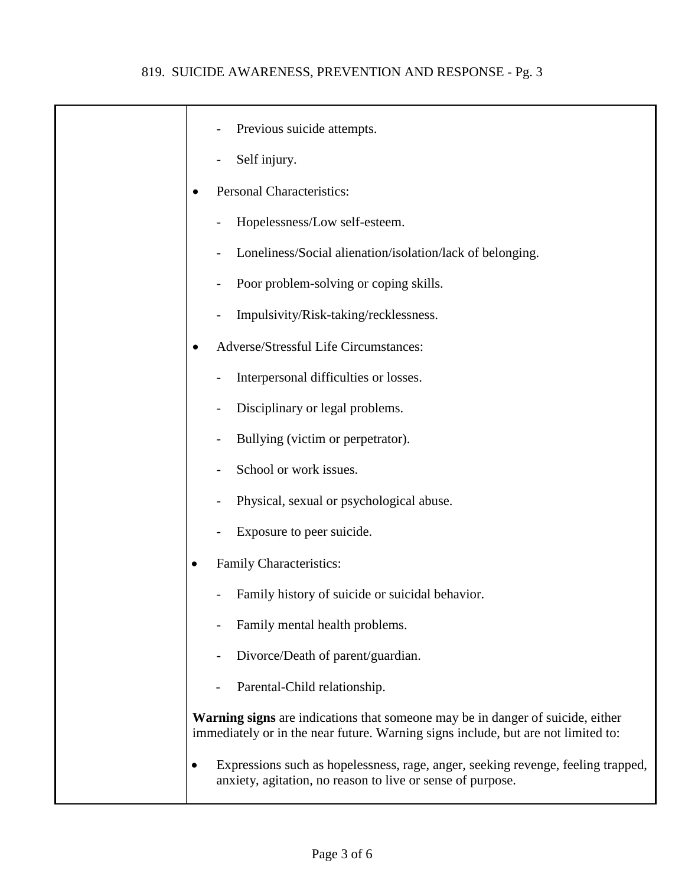- Previous suicide attempts.
  - Self injury.
- Personal Characteristics:
  - Hopelessness/Low self-esteem.
  - Loneliness/Social alienation/isolation/lack of belonging.
  - Poor problem-solving or coping skills.
  - Impulsivity/Risk-taking/recklessness.
- Adverse/Stressful Life Circumstances:
  - Interpersonal difficulties or losses.
  - Disciplinary or legal problems.
  - Bullying (victim or perpetrator).
  - School or work issues.
  - Physical, sexual or psychological abuse.
  - Exposure to peer suicide.
- Family Characteristics:
  - Family history of suicide or suicidal behavior.
  - Family mental health problems.
  - Divorce/Death of parent/guardian.
  - Parental-Child relationship.

**Warning signs** are indications that someone may be in danger of suicide, either immediately or in the near future. Warning signs include, but are not limited to:

- Expressions such as hopelessness, rage, anger, seeking revenge, feeling trapped, anxiety, agitation, no reason to live or sense of purpose.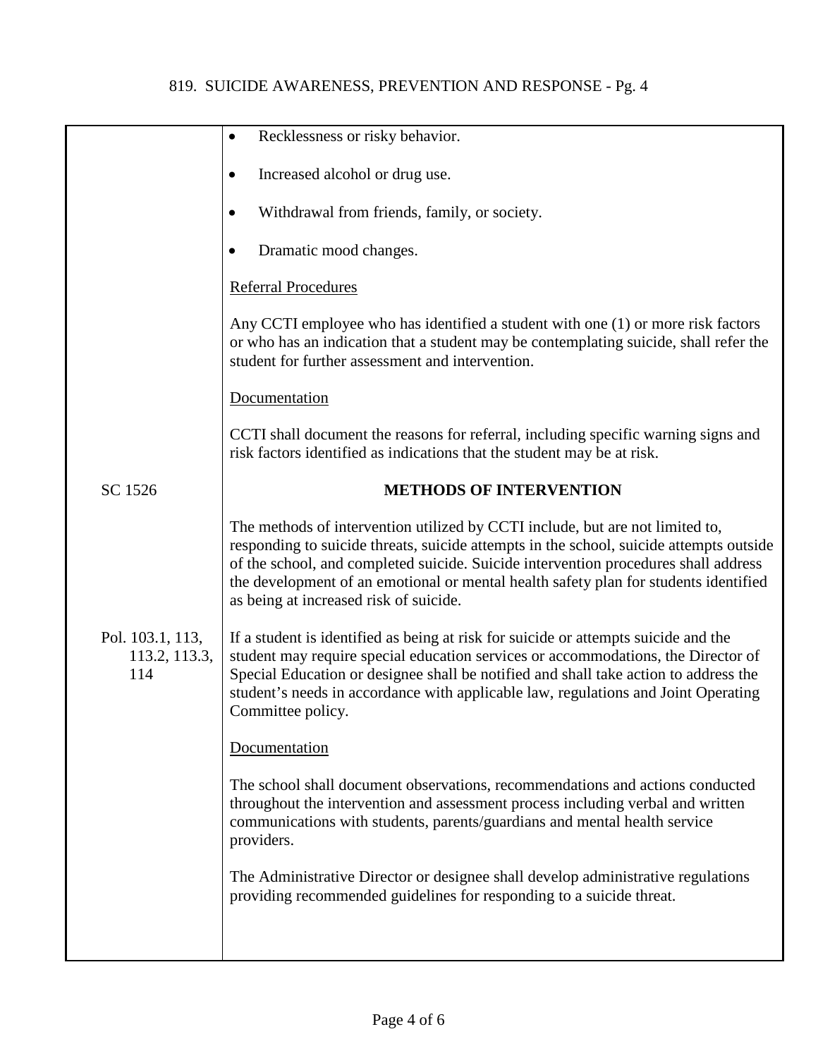- Recklessness or risky behavior.
- Increased alcohol or drug use.
- Withdrawal from friends, family, or society.
- Dramatic mood changes.

Referral Procedures

Any CCTI employee who has identified a student with one (1) or more risk factors or who has an indication that a student may be contemplating suicide, shall refer the student for further assessment and intervention.

Documentation

CCTI shall document the reasons for referral, including specific warning signs and risk factors identified as indications that the student may be at risk.

SC 1526

## METHODS OF INTERVENTION

The methods of intervention utilized by CCTI include, but are not limited to, responding to suicide threats, suicide attempts in the school, suicide attempts outside of the school, and completed suicide. Suicide intervention procedures shall address the development of an emotional or mental health safety plan for students identified as being at increased risk of suicide.

Pol. 103.1, 113, 113.2, 113.3, 114

If a student is identified as being at risk for suicide or attempts suicide and the student may require special education services or accommodations, the Director of Special Education or designee shall be notified and shall take action to address the student's needs in accordance with applicable law, regulations and Joint Operating Committee policy.

Documentation

The school shall document observations, recommendations and actions conducted throughout the intervention and assessment process including verbal and written communications with students, parents/guardians and mental health service providers.

The Administrative Director or designee shall develop administrative regulations providing recommended guidelines for responding to a suicide threat.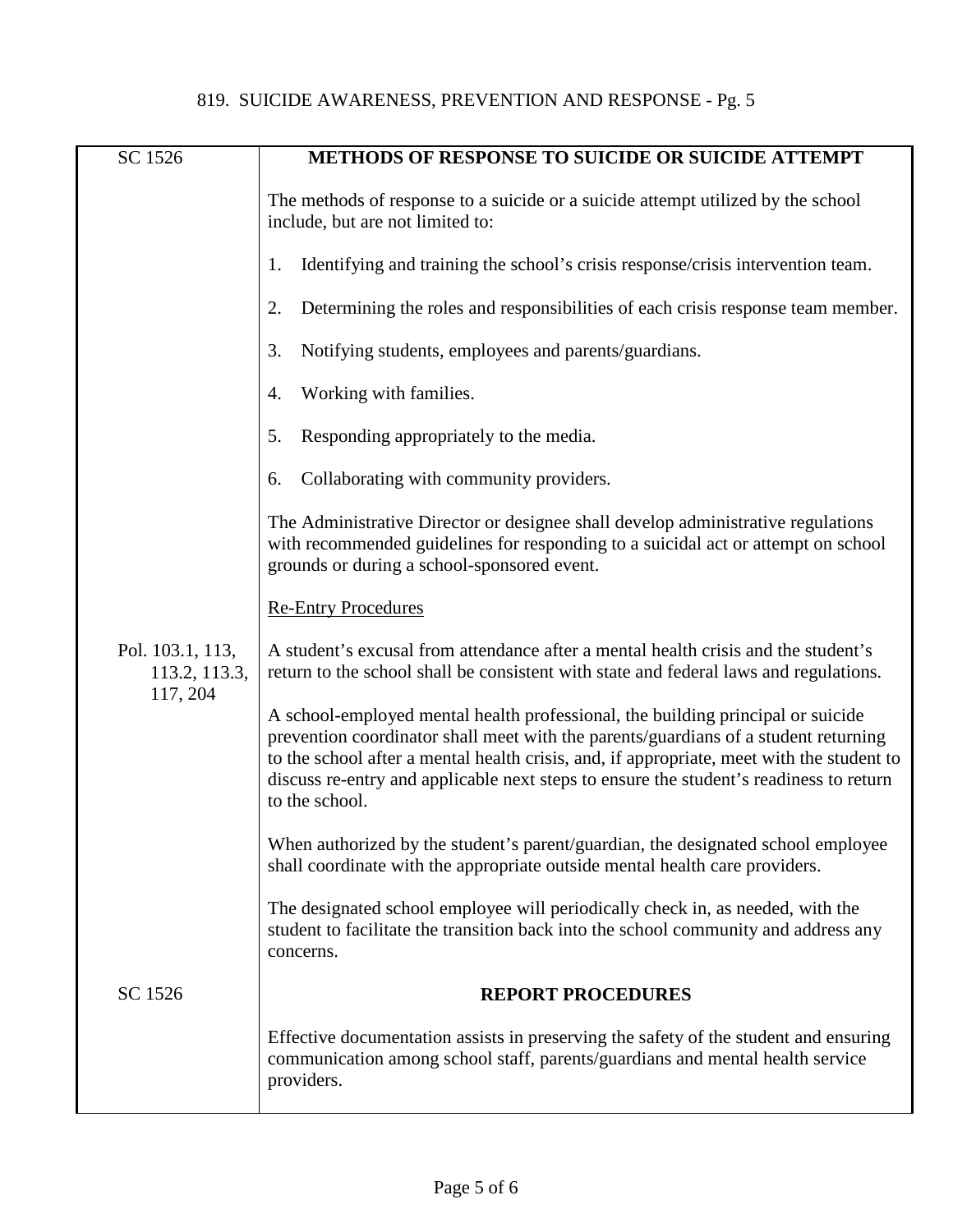| | |
|---|---|
| SC 1526 | **METHODS OF RESPONSE TO SUICIDE OR SUICIDE ATTEMPT**<br><br>The methods of response to a suicide or a suicide attempt utilized by the school include, but are not limited to:<br><br>1. Identifying and training the school's crisis response/crisis intervention team.<br><br>2. Determining the roles and responsibilities of each crisis response team member.<br><br>3. Notifying students, employees and parents/guardians.<br><br>4. Working with families.<br><br>5. Responding appropriately to the media.<br><br>6. Collaborating with community providers.<br><br>The Administrative Director or designee shall develop administrative regulations with recommended guidelines for responding to a suicidal act or attempt on school grounds or during a school-sponsored event.<br><br><u>Re-Entry Procedures</u> |
| Pol. 103.1, 113, 113.2, 113.3, 117, 204 | A student's excusal from attendance after a mental health crisis and the student's return to the school shall be consistent with state and federal laws and regulations.<br><br>A school-employed mental health professional, the building principal or suicide prevention coordinator shall meet with the parents/guardians of a student returning to the school after a mental health crisis, and, if appropriate, meet with the student to discuss re-entry and applicable next steps to ensure the student's readiness to return to the school.<br><br>When authorized by the student's parent/guardian, the designated school employee shall coordinate with the appropriate outside mental health care providers.<br><br>The designated school employee will periodically check in, as needed, with the student to facilitate the transition back into the school community and address any concerns. |
| SC 1526 | **REPORT PROCEDURES**<br><br>Effective documentation assists in preserving the safety of the student and ensuring communication among school staff, parents/guardians and mental health service providers. |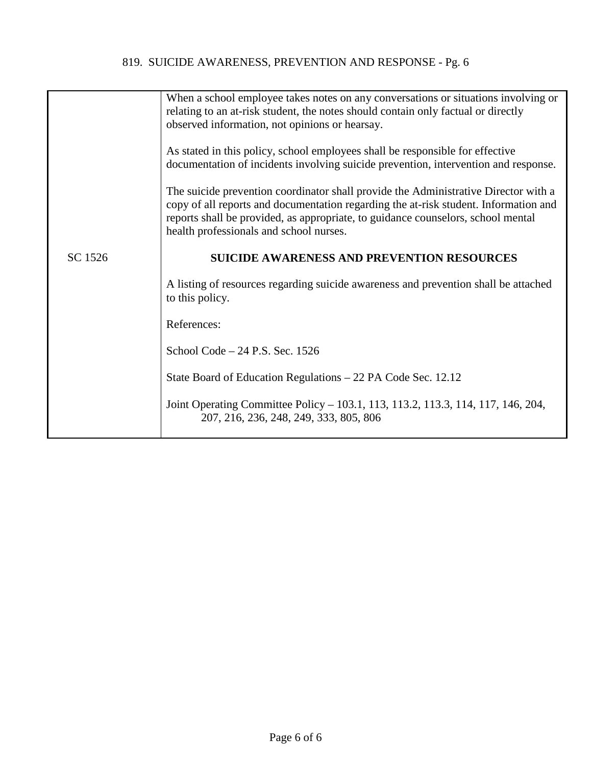| | |
|---|---|
| | When a school employee takes notes on any conversations or situations involving or relating to an at-risk student, the notes should contain only factual or directly observed information, not opinions or hearsay.<br><br>As stated in this policy, school employees shall be responsible for effective documentation of incidents involving suicide prevention, intervention and response.<br><br>The suicide prevention coordinator shall provide the Administrative Director with a copy of all reports and documentation regarding the at-risk student. Information and reports shall be provided, as appropriate, to guidance counselors, school mental health professionals and school nurses. |
| SC 1526 | **SUICIDE AWARENESS AND PREVENTION RESOURCES**<br><br>A listing of resources regarding suicide awareness and prevention shall be attached to this policy.<br><br>References:<br><br>School Code – 24 P.S. Sec. 1526<br><br>State Board of Education Regulations – 22 PA Code Sec. 12.12<br><br>Joint Operating Committee Policy – 103.1, 113, 113.2, 113.3, 114, 117, 146, 204, 207, 216, 236, 248, 249, 333, 805, 806 |